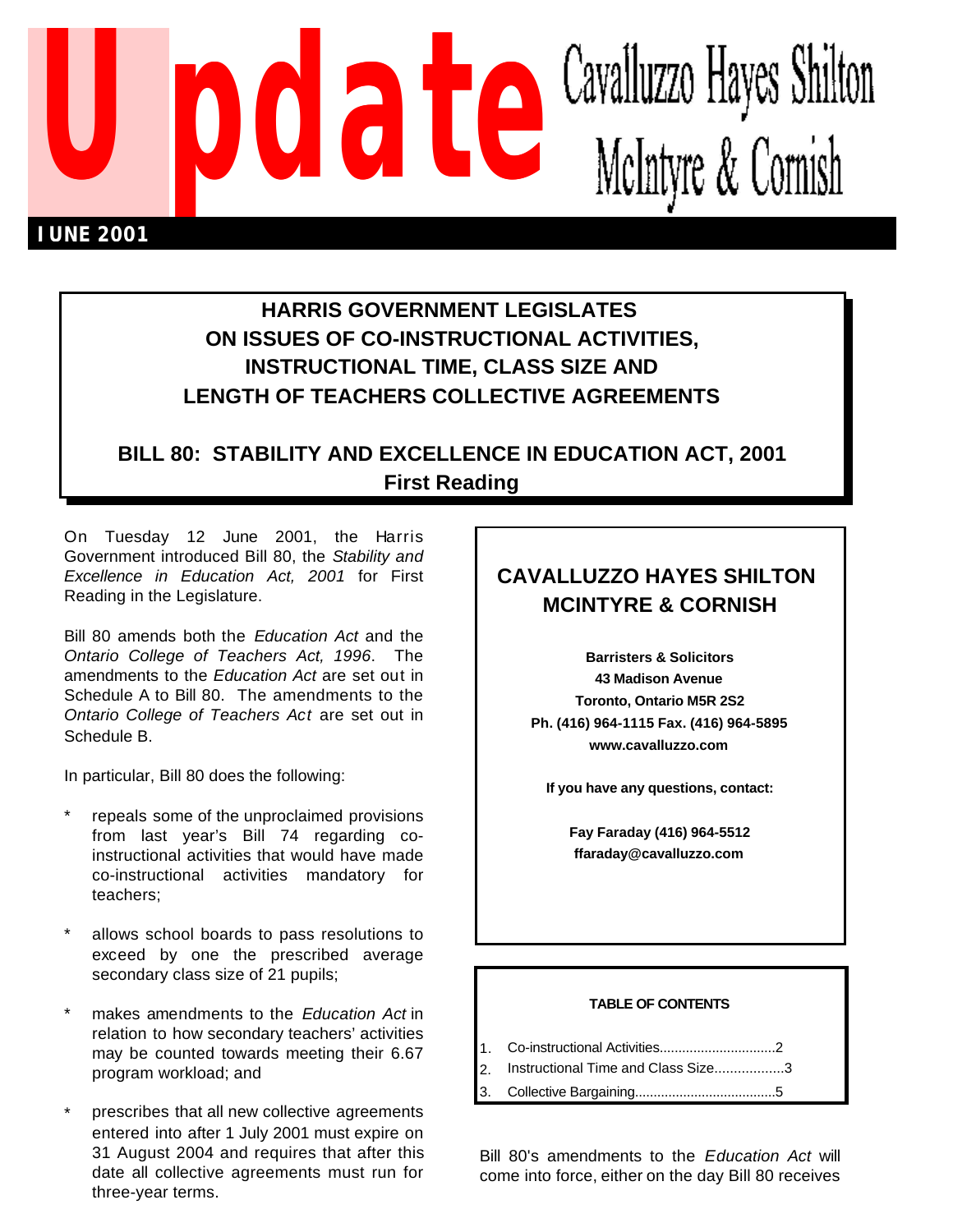# Update

Cavalluzzo Hayes Shilton McIntyre & Cornish

**JUNE 2001**

## HARRIS GOVERNMENT LEGISLATES ON ISSUES OF CO-INSTRUCTIONAL ACTIVITIES, INSTRUCTIONAL TIME, CLASS SIZE AND LENGTH OF TEACHERS COLLECTIVE AGREEMENTS

## BILL 80: STABILITY AND EXCELLENCE IN EDUCATION ACT, 2001 First Reading

On Tuesday 12 June 2001, the Harris Government introduced Bill 80, the *Stability and Excellence in Education Act, 2001* for First Reading in the Legislature.

Bill 80 amends both the *Education Act* and the *Ontario College of Teachers Act, 1996*. The amendments to the *Education Act* are set out in Schedule A to Bill 80. The amendments to the *Ontario College of Teachers Act* are set out in Schedule B.

In particular, Bill 80 does the following:

* repeals some of the unproclaimed provisions from last year's Bill 74 regarding co-instructional activities that would have made co-instructional activities mandatory for teachers;
* allows school boards to pass resolutions to exceed by one the prescribed average secondary class size of 21 pupils;
* makes amendments to the *Education Act* in relation to how secondary teachers' activities may be counted towards meeting their 6.67 program workload; and
* prescribes that all new collective agreements entered into after 1 July 2001 must expire on 31 August 2004 and requires that after this date all collective agreements must run for three-year terms.

**CAVALLUZZO HAYES SHILTON MCINTYRE & CORNISH**

**Barristers & Solicitors**
**43 Madison Avenue**
**Toronto, Ontario M5R 2S2**
**Ph. (416) 964-1115 Fax. (416) 964-5895**
**www.cavalluzzo.com**

**If you have any questions, contact:**

**Fay Faraday (416) 964-5512**
**ffaraday@cavalluzzo.com**

**TABLE OF CONTENTS**

1. Co-instructional Activities..............................2
2. Instructional Time and Class Size..................3
3. Collective Bargaining.....................................5

Bill 80's amendments to the *Education Act* will come into force, either on the day Bill 80 receives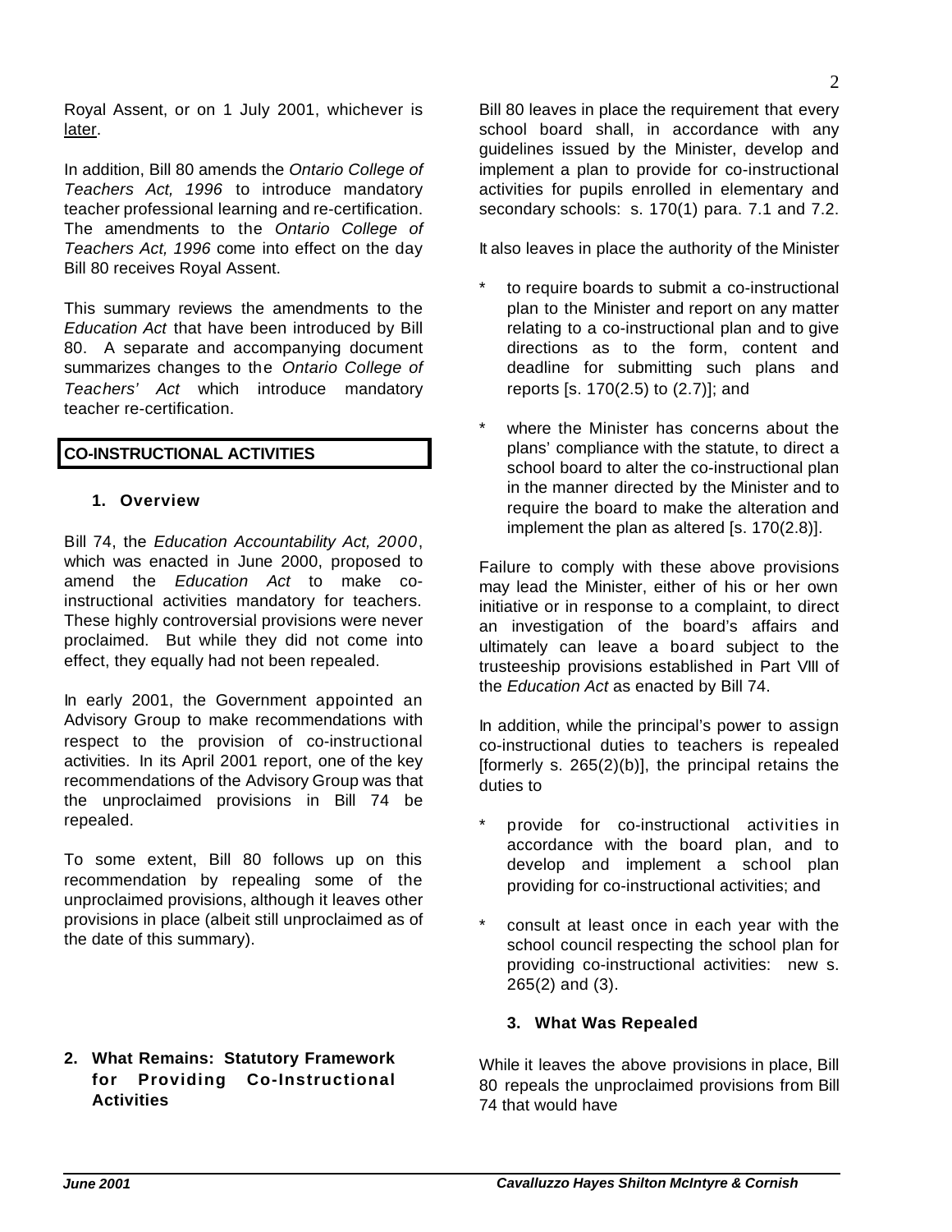Royal Assent, or on 1 July 2001, whichever is later.

In addition, Bill 80 amends the *Ontario College of Teachers Act, 1996* to introduce mandatory teacher professional learning and re-certification. The amendments to the *Ontario College of Teachers Act, 1996* come into effect on the day Bill 80 receives Royal Assent.

This summary reviews the amendments to the *Education Act* that have been introduced by Bill 80. A separate and accompanying document summarizes changes to the *Ontario College of Teachers' Act* which introduce mandatory teacher re-certification.

## CO-INSTRUCTIONAL ACTIVITIES

### 1. Overview

Bill 74, the *Education Accountability Act, 2000*, which was enacted in June 2000, proposed to amend the *Education Act* to make co-instructional activities mandatory for teachers. These highly controversial provisions were never proclaimed. But while they did not come into effect, they equally had not been repealed.

In early 2001, the Government appointed an Advisory Group to make recommendations with respect to the provision of co-instructional activities. In its April 2001 report, one of the key recommendations of the Advisory Group was that the unproclaimed provisions in Bill 74 be repealed.

To some extent, Bill 80 follows up on this recommendation by repealing some of the unproclaimed provisions, although it leaves other provisions in place (albeit still unproclaimed as of the date of this summary).

### 2. What Remains: Statutory Framework for Providing Co-Instructional Activities

Bill 80 leaves in place the requirement that every school board shall, in accordance with any guidelines issued by the Minister, develop and implement a plan to provide for co-instructional activities for pupils enrolled in elementary and secondary schools: s. 170(1) para. 7.1 and 7.2.

It also leaves in place the authority of the Minister

* to require boards to submit a co-instructional plan to the Minister and report on any matter relating to a co-instructional plan and to give directions as to the form, content and deadline for submitting such plans and reports [s. 170(2.5) to (2.7)]; and
* where the Minister has concerns about the plans' compliance with the statute, to direct a school board to alter the co-instructional plan in the manner directed by the Minister and to require the board to make the alteration and implement the plan as altered [s. 170(2.8)].

Failure to comply with these above provisions may lead the Minister, either of his or her own initiative or in response to a complaint, to direct an investigation of the board's affairs and ultimately can leave a board subject to the trusteeship provisions established in Part VIII of the *Education Act* as enacted by Bill 74.

In addition, while the principal's power to assign co-instructional duties to teachers is repealed [formerly s. 265(2)(b)], the principal retains the duties to

* provide for co-instructional activities in accordance with the board plan, and to develop and implement a school plan providing for co-instructional activities; and
* consult at least once in each year with the school council respecting the school plan for providing co-instructional activities: new s. 265(2) and (3).

### 3. What Was Repealed

While it leaves the above provisions in place, Bill 80 repeals the unproclaimed provisions from Bill 74 that would have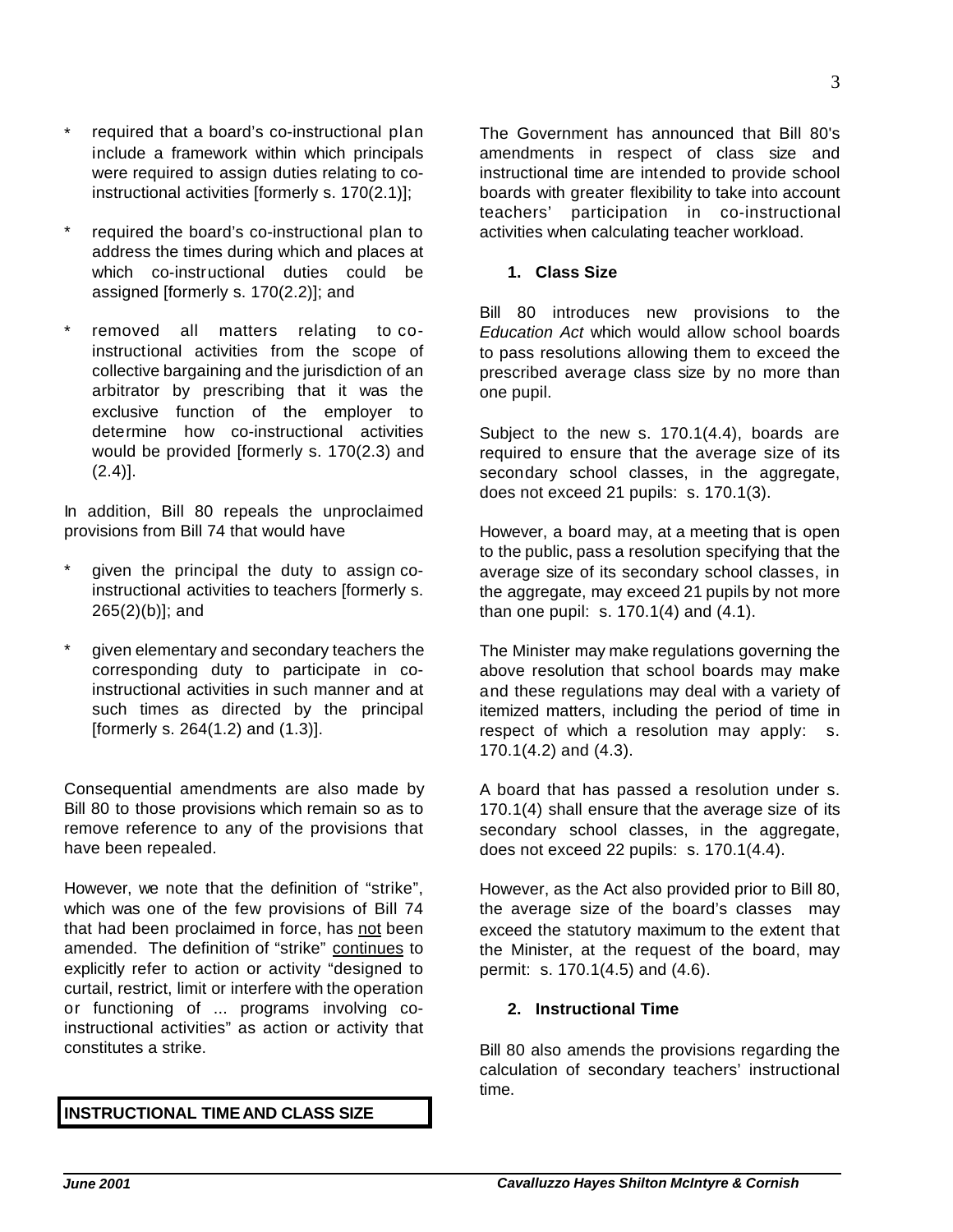* required that a board's co-instructional plan include a framework within which principals were required to assign duties relating to co-instructional activities [formerly s. 170(2.1)];

* required the board's co-instructional plan to address the times during which and places at which co-instructional duties could be assigned [formerly s. 170(2.2)]; and

* removed all matters relating to co-instructional activities from the scope of collective bargaining and the jurisdiction of an arbitrator by prescribing that it was the exclusive function of the employer to determine how co-instructional activities would be provided [formerly s. 170(2.3) and (2.4)].

In addition, Bill 80 repeals the unproclaimed provisions from Bill 74 that would have

* given the principal the duty to assign co-instructional activities to teachers [formerly s. 265(2)(b)]; and

* given elementary and secondary teachers the corresponding duty to participate in co-instructional activities in such manner and at such times as directed by the principal [formerly s. 264(1.2) and (1.3)].

Consequential amendments are also made by Bill 80 to those provisions which remain so as to remove reference to any of the provisions that have been repealed.

However, we note that the definition of "strike", which was one of the few provisions of Bill 74 that had been proclaimed in force, has <u>not</u> been amended. The definition of "strike" <u>continues</u> to explicitly refer to action or activity "designed to curtail, restrict, limit or interfere with the operation or functioning of ... programs involving co-instructional activities" as action or activity that constitutes a strike.

## INSTRUCTIONAL TIME AND CLASS SIZE

The Government has announced that Bill 80's amendments in respect of class size and instructional time are intended to provide school boards with greater flexibility to take into account teachers' participation in co-instructional activities when calculating teacher workload.

### 1. Class Size

Bill 80 introduces new provisions to the *Education Act* which would allow school boards to pass resolutions allowing them to exceed the prescribed average class size by no more than one pupil.

Subject to the new s. 170.1(4.4), boards are required to ensure that the average size of its secondary school classes, in the aggregate, does not exceed 21 pupils: s. 170.1(3).

However, a board may, at a meeting that is open to the public, pass a resolution specifying that the average size of its secondary school classes, in the aggregate, may exceed 21 pupils by not more than one pupil: s. 170.1(4) and (4.1).

The Minister may make regulations governing the above resolution that school boards may make and these regulations may deal with a variety of itemized matters, including the period of time in respect of which a resolution may apply: s. 170.1(4.2) and (4.3).

A board that has passed a resolution under s. 170.1(4) shall ensure that the average size of its secondary school classes, in the aggregate, does not exceed 22 pupils: s. 170.1(4.4).

However, as the Act also provided prior to Bill 80, the average size of the board's classes may exceed the statutory maximum to the extent that the Minister, at the request of the board, may permit: s. 170.1(4.5) and (4.6).

### 2. Instructional Time

Bill 80 also amends the provisions regarding the calculation of secondary teachers' instructional time.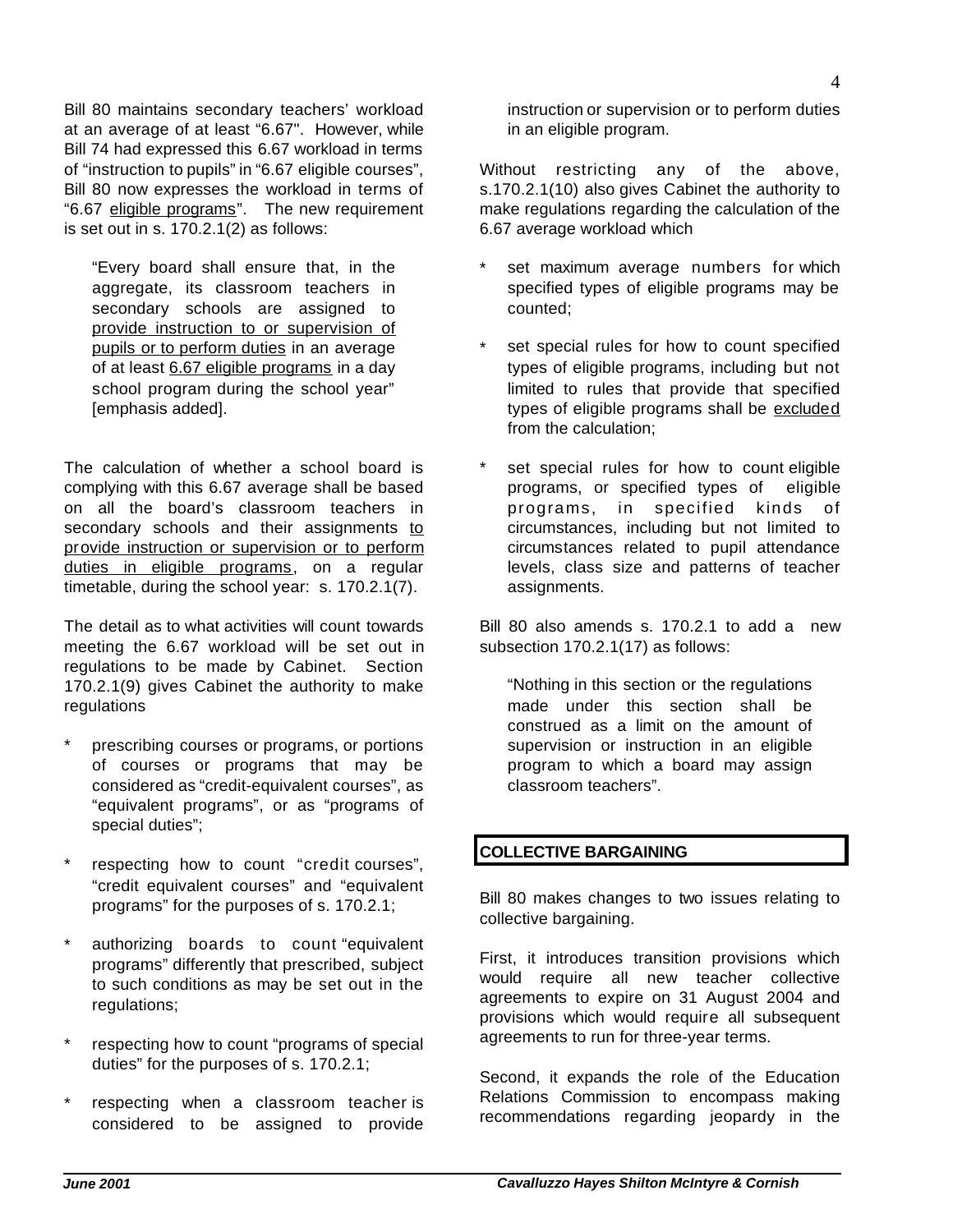Bill 80 maintains secondary teachers' workload at an average of at least "6.67". However, while Bill 74 had expressed this 6.67 workload in terms of "instruction to pupils" in "6.67 eligible courses", Bill 80 now expresses the workload in terms of "6.67 <u>eligible programs</u>". The new requirement is set out in s. 170.2.1(2) as follows:

> "Every board shall ensure that, in the aggregate, its classroom teachers in secondary schools are assigned to <u>provide instruction to or supervision of pupils or to perform duties</u> in an average of at least <u>6.67 eligible programs</u> in a day school program during the school year" [emphasis added].

The calculation of whether a school board is complying with this 6.67 average shall be based on all the board's classroom teachers in secondary schools and their assignments <u>to provide instruction or supervision or to perform duties in eligible programs</u>, on a regular timetable, during the school year: s. 170.2.1(7).

The detail as to what activities will count towards meeting the 6.67 workload will be set out in regulations to be made by Cabinet. Section 170.2.1(9) gives Cabinet the authority to make regulations

* prescribing courses or programs, or portions of courses or programs that may be considered as "credit-equivalent courses", as "equivalent programs", or as "programs of special duties";
* respecting how to count "credit courses", "credit equivalent courses" and "equivalent programs" for the purposes of s. 170.2.1;
* authorizing boards to count "equivalent programs" differently that prescribed, subject to such conditions as may be set out in the regulations;
* respecting how to count "programs of special duties" for the purposes of s. 170.2.1;
* respecting when a classroom teacher is considered to be assigned to provide instruction or supervision or to perform duties in an eligible program.

Without restricting any of the above, s.170.2.1(10) also gives Cabinet the authority to make regulations regarding the calculation of the 6.67 average workload which

* set maximum average numbers for which specified types of eligible programs may be counted;
* set special rules for how to count specified types of eligible programs, including but not limited to rules that provide that specified types of eligible programs shall be <u>excluded</u> from the calculation;
* set special rules for how to count eligible programs, or specified types of eligible programs, in specified kinds of circumstances, including but not limited to circumstances related to pupil attendance levels, class size and patterns of teacher assignments.

Bill 80 also amends s. 170.2.1 to add a new subsection 170.2.1(17) as follows:

> "Nothing in this section or the regulations made under this section shall be construed as a limit on the amount of supervision or instruction in an eligible program to which a board may assign classroom teachers".

## COLLECTIVE BARGAINING

Bill 80 makes changes to two issues relating to collective bargaining.

First, it introduces transition provisions which would require all new teacher collective agreements to expire on 31 August 2004 and provisions which would require all subsequent agreements to run for three-year terms.

Second, it expands the role of the Education Relations Commission to encompass making recommendations regarding jeopardy in the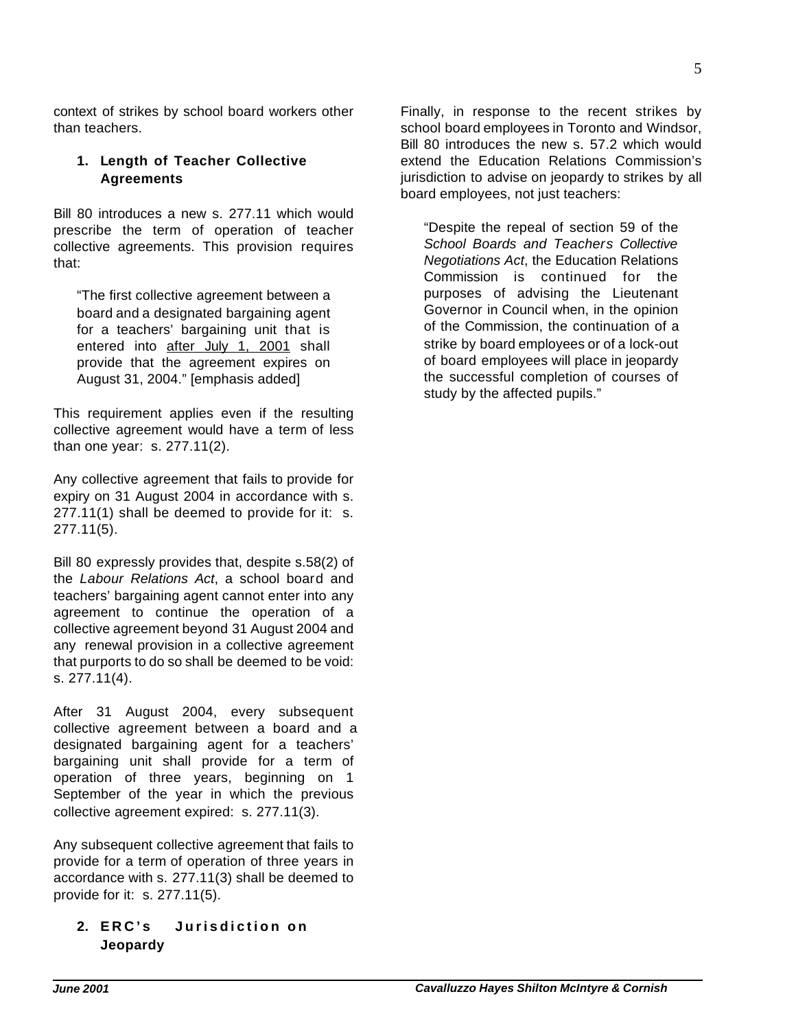context of strikes by school board workers other than teachers.

### 1. Length of Teacher Collective Agreements

Bill 80 introduces a new s. 277.11 which would prescribe the term of operation of teacher collective agreements. This provision requires that:

> "The first collective agreement between a board and a designated bargaining agent for a teachers' bargaining unit that is entered into <u>after July 1, 2001</u> shall provide that the agreement expires on August 31, 2004." [emphasis added]

This requirement applies even if the resulting collective agreement would have a term of less than one year: s. 277.11(2).

Any collective agreement that fails to provide for expiry on 31 August 2004 in accordance with s. 277.11(1) shall be deemed to provide for it: s. 277.11(5).

Bill 80 expressly provides that, despite s.58(2) of the *Labour Relations Act*, a school board and teachers' bargaining agent cannot enter into any agreement to continue the operation of a collective agreement beyond 31 August 2004 and any renewal provision in a collective agreement that purports to do so shall be deemed to be void: s. 277.11(4).

After 31 August 2004, every subsequent collective agreement between a board and a designated bargaining agent for a teachers' bargaining unit shall provide for a term of operation of three years, beginning on 1 September of the year in which the previous collective agreement expired: s. 277.11(3).

Any subsequent collective agreement that fails to provide for a term of operation of three years in accordance with s. 277.11(3) shall be deemed to provide for it: s. 277.11(5).

### 2. ERC's Jurisdiction on Jeopardy

Finally, in response to the recent strikes by school board employees in Toronto and Windsor, Bill 80 introduces the new s. 57.2 which would extend the Education Relations Commission's jurisdiction to advise on jeopardy to strikes by all board employees, not just teachers:

> "Despite the repeal of section 59 of the *School Boards and Teachers Collective Negotiations Act*, the Education Relations Commission is continued for the purposes of advising the Lieutenant Governor in Council when, in the opinion of the Commission, the continuation of a strike by board employees or of a lock-out of board employees will place in jeopardy the successful completion of courses of study by the affected pupils."